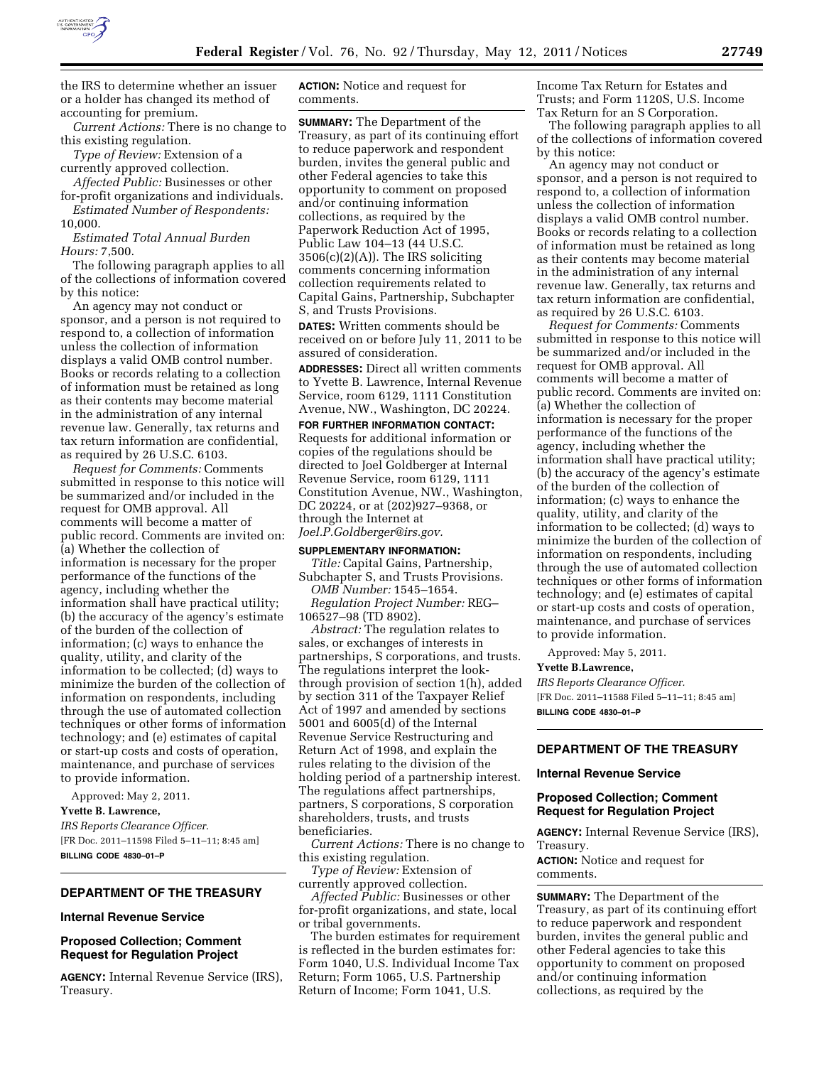the IRS to determine whether an issuer or a holder has changed its method of accounting for premium.

*Current Actions:* There is no change to this existing regulation.

*Type of Review:* Extension of a currently approved collection.

*Affected Public:* Businesses or other for-profit organizations and individuals.

*Estimated Number of Respondents:* 10,000.

*Estimated Total Annual Burden Hours:* 7,500.

The following paragraph applies to all of the collections of information covered by this notice:

An agency may not conduct or sponsor, and a person is not required to respond to, a collection of information unless the collection of information displays a valid OMB control number. Books or records relating to a collection of information must be retained as long as their contents may become material in the administration of any internal revenue law. Generally, tax returns and tax return information are confidential, as required by 26 U.S.C. 6103.

*Request for Comments:* Comments submitted in response to this notice will be summarized and/or included in the request for OMB approval. All comments will become a matter of public record. Comments are invited on: (a) Whether the collection of information is necessary for the proper performance of the functions of the agency, including whether the information shall have practical utility; (b) the accuracy of the agency's estimate of the burden of the collection of information; (c) ways to enhance the quality, utility, and clarity of the information to be collected; (d) ways to minimize the burden of the collection of information on respondents, including through the use of automated collection techniques or other forms of information technology; and (e) estimates of capital or start-up costs and costs of operation, maintenance, and purchase of services to provide information.

Approved: May 2, 2011.

**Yvette B. Lawrence,**

*IRS Reports Clearance Officer.*

[FR Doc. 2011–11598 Filed 5–11–11; 8:45 am]

**BILLING CODE 4830–01–P**

## DEPARTMENT OF THE TREASURY

### Internal Revenue Service

### Proposed Collection; Comment Request for Regulation Project

**AGENCY:** Internal Revenue Service (IRS), Treasury.

**ACTION:** Notice and request for comments.

**SUMMARY:** The Department of the Treasury, as part of its continuing effort to reduce paperwork and respondent burden, invites the general public and other Federal agencies to take this opportunity to comment on proposed and/or continuing information collections, as required by the Paperwork Reduction Act of 1995, Public Law 104–13 (44 U.S.C. 3506(c)(2)(A)). The IRS soliciting comments concerning information collection requirements related to Capital Gains, Partnership, Subchapter S, and Trusts Provisions.

**DATES:** Written comments should be received on or before July 11, 2011 to be assured of consideration.

**ADDRESSES:** Direct all written comments to Yvette B. Lawrence, Internal Revenue Service, room 6129, 1111 Constitution Avenue, NW., Washington, DC 20224.

**FOR FURTHER INFORMATION CONTACT:** Requests for additional information or copies of the regulations should be directed to Joel Goldberger at Internal Revenue Service, room 6129, 1111 Constitution Avenue, NW., Washington, DC 20224, or at (202)927–9368, or through the Internet at *Joel.P.Goldberger@irs.gov.*

**SUPPLEMENTARY INFORMATION:**

*Title:* Capital Gains, Partnership, Subchapter S, and Trusts Provisions.

*OMB Number:* 1545–1654.

*Regulation Project Number:* REG–106527–98 (TD 8902).

*Abstract:* The regulation relates to sales, or exchanges of interests in partnerships, S corporations, and trusts. The regulations interpret the look-through provision of section 1(h), added by section 311 of the Taxpayer Relief Act of 1997 and amended by sections 5001 and 6005(d) of the Internal Revenue Service Restructuring and Return Act of 1998, and explain the rules relating to the division of the holding period of a partnership interest. The regulations affect partnerships, partners, S corporations, S corporation shareholders, trusts, and trusts beneficiaries.

*Current Actions:* There is no change to this existing regulation.

*Type of Review:* Extension of currently approved collection.

*Affected Public:* Businesses or other for-profit organizations, and state, local or tribal governments.

The burden estimates for requirement is reflected in the burden estimates for: Form 1040, U.S. Individual Income Tax Return; Form 1065, U.S. Partnership Return of Income; Form 1041, U.S. Income Tax Return for Estates and Trusts; and Form 1120S, U.S. Income Tax Return for an S Corporation.

The following paragraph applies to all of the collections of information covered by this notice:

An agency may not conduct or sponsor, and a person is not required to respond to, a collection of information unless the collection of information displays a valid OMB control number. Books or records relating to a collection of information must be retained as long as their contents may become material in the administration of any internal revenue law. Generally, tax returns and tax return information are confidential, as required by 26 U.S.C. 6103.

*Request for Comments:* Comments submitted in response to this notice will be summarized and/or included in the request for OMB approval. All comments will become a matter of public record. Comments are invited on: (a) Whether the collection of information is necessary for the proper performance of the functions of the agency, including whether the information shall have practical utility; (b) the accuracy of the agency's estimate of the burden of the collection of information; (c) ways to enhance the quality, utility, and clarity of the information to be collected; (d) ways to minimize the burden of the collection of information on respondents, including through the use of automated collection techniques or other forms of information technology; and (e) estimates of capital or start-up costs and costs of operation, maintenance, and purchase of services to provide information.

Approved: May 5, 2011.

**Yvette B.Lawrence,**

*IRS Reports Clearance Officer.*

[FR Doc. 2011–11588 Filed 5–11–11; 8:45 am]

**BILLING CODE 4830–01–P**

## DEPARTMENT OF THE TREASURY

### Internal Revenue Service

### Proposed Collection; Comment Request for Regulation Project

**AGENCY:** Internal Revenue Service (IRS), Treasury.

**ACTION:** Notice and request for comments.

**SUMMARY:** The Department of the Treasury, as part of its continuing effort to reduce paperwork and respondent burden, invites the general public and other Federal agencies to take this opportunity to comment on proposed and/or continuing information collections, as required by the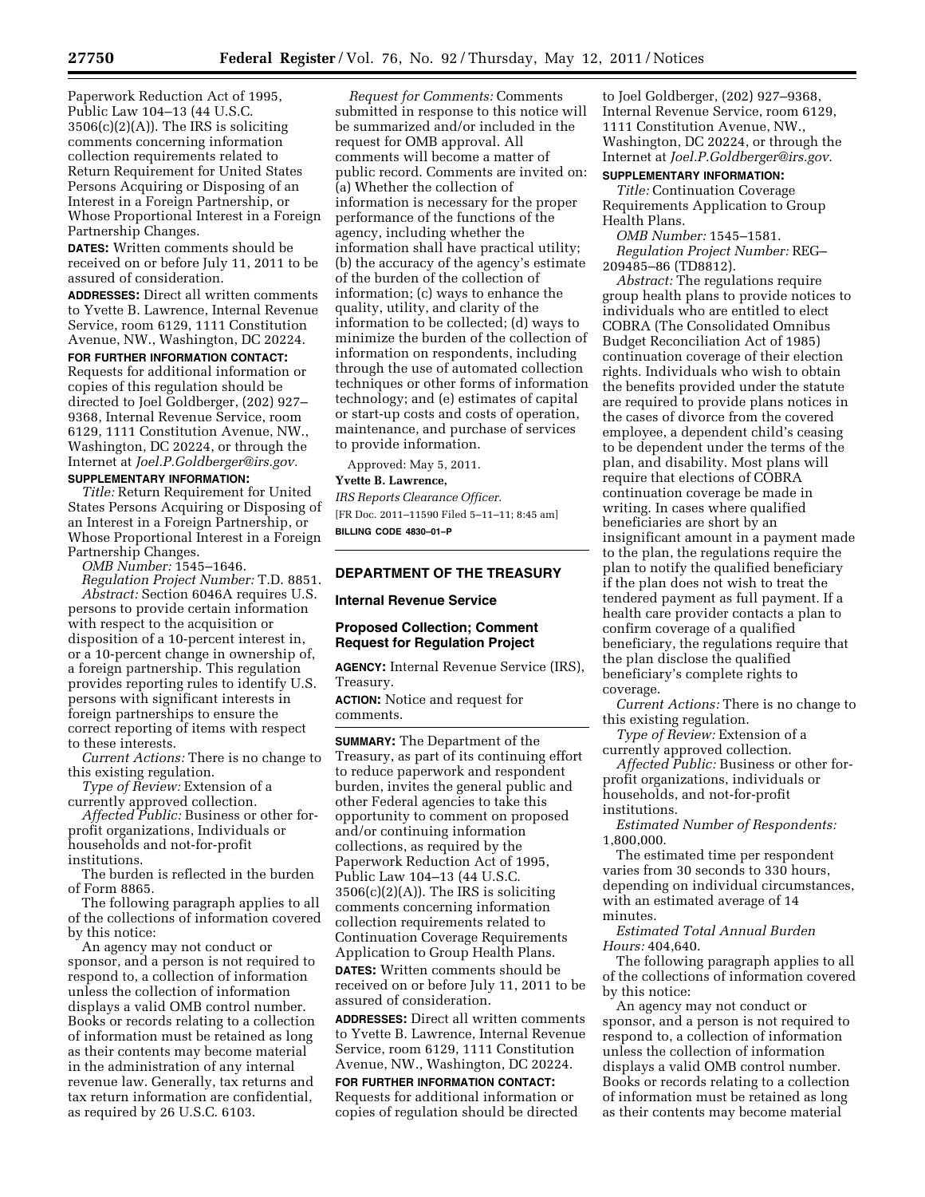Paperwork Reduction Act of 1995, Public Law 104–13 (44 U.S.C. 3506(c)(2)(A)). The IRS is soliciting comments concerning information collection requirements related to Return Requirement for United States Persons Acquiring or Disposing of an Interest in a Foreign Partnership, or Whose Proportional Interest in a Foreign Partnership Changes.

**DATES:** Written comments should be received on or before July 11, 2011 to be assured of consideration.

**ADDRESSES:** Direct all written comments to Yvette B. Lawrence, Internal Revenue Service, room 6129, 1111 Constitution Avenue, NW., Washington, DC 20224.

**FOR FURTHER INFORMATION CONTACT:** Requests for additional information or copies of this regulation should be directed to Joel Goldberger, (202) 927–9368, Internal Revenue Service, room 6129, 1111 Constitution Avenue, NW., Washington, DC 20224, or through the Internet at *Joel.P.Goldberger@irs.gov.*

**SUPPLEMENTARY INFORMATION:**

*Title:* Return Requirement for United States Persons Acquiring or Disposing of an Interest in a Foreign Partnership, or Whose Proportional Interest in a Foreign Partnership Changes.

*OMB Number:* 1545–1646.

*Regulation Project Number:* T.D. 8851.

*Abstract:* Section 6046A requires U.S. persons to provide certain information with respect to the acquisition or disposition of a 10-percent interest in, or a 10-percent change in ownership of, a foreign partnership. This regulation provides reporting rules to identify U.S. persons with significant interests in foreign partnerships to ensure the correct reporting of items with respect to these interests.

*Current Actions:* There is no change to this existing regulation.

*Type of Review:* Extension of a currently approved collection.

*Affected Public:* Business or other for-profit organizations, Individuals or households and not-for-profit institutions.

The burden is reflected in the burden of Form 8865.

The following paragraph applies to all of the collections of information covered by this notice:

An agency may not conduct or sponsor, and a person is not required to respond to, a collection of information unless the collection of information displays a valid OMB control number. Books or records relating to a collection of information must be retained as long as their contents may become material in the administration of any internal revenue law. Generally, tax returns and tax return information are confidential, as required by 26 U.S.C. 6103.

*Request for Comments:* Comments submitted in response to this notice will be summarized and/or included in the request for OMB approval. All comments will become a matter of public record. Comments are invited on: (a) Whether the collection of information is necessary for the proper performance of the functions of the agency, including whether the information shall have practical utility; (b) the accuracy of the agency's estimate of the burden of the collection of information; (c) ways to enhance the quality, utility, and clarity of the information to be collected; (d) ways to minimize the burden of the collection of information on respondents, including through the use of automated collection techniques or other forms of information technology; and (e) estimates of capital or start-up costs and costs of operation, maintenance, and purchase of services to provide information.

Approved: May 5, 2011.

**Yvette B. Lawrence,**

*IRS Reports Clearance Officer.*

[FR Doc. 2011–11590 Filed 5–11–11; 8:45 am]

**BILLING CODE 4830–01–P**

## DEPARTMENT OF THE TREASURY

### Internal Revenue Service

### Proposed Collection; Comment Request for Regulation Project

**AGENCY:** Internal Revenue Service (IRS), Treasury.

**ACTION:** Notice and request for comments.

**SUMMARY:** The Department of the Treasury, as part of its continuing effort to reduce paperwork and respondent burden, invites the general public and other Federal agencies to take this opportunity to comment on proposed and/or continuing information collections, as required by the Paperwork Reduction Act of 1995, Public Law 104–13 (44 U.S.C. 3506(c)(2)(A)). The IRS is soliciting comments concerning information collection requirements related to Continuation Coverage Requirements Application to Group Health Plans.

**DATES:** Written comments should be received on or before July 11, 2011 to be assured of consideration.

**ADDRESSES:** Direct all written comments to Yvette B. Lawrence, Internal Revenue Service, room 6129, 1111 Constitution Avenue, NW., Washington, DC 20224.

**FOR FURTHER INFORMATION CONTACT:** Requests for additional information or copies of regulation should be directed to Joel Goldberger, (202) 927–9368, Internal Revenue Service, room 6129, 1111 Constitution Avenue, NW., Washington, DC 20224, or through the Internet at *Joel.P.Goldberger@irs.gov.*

**SUPPLEMENTARY INFORMATION:**

*Title:* Continuation Coverage Requirements Application to Group Health Plans.

*OMB Number:* 1545–1581.

*Regulation Project Number:* REG–209485–86 (TD8812).

*Abstract:* The regulations require group health plans to provide notices to individuals who are entitled to elect COBRA (The Consolidated Omnibus Budget Reconciliation Act of 1985) continuation coverage of their election rights. Individuals who wish to obtain the benefits provided under the statute are required to provide plans notices in the cases of divorce from the covered employee, a dependent child's ceasing to be dependent under the terms of the plan, and disability. Most plans will require that elections of COBRA continuation coverage be made in writing. In cases where qualified beneficiaries are short by an insignificant amount in a payment made to the plan, the regulations require the plan to notify the qualified beneficiary if the plan does not wish to treat the tendered payment as full payment. If a health care provider contacts a plan to confirm coverage of a qualified beneficiary, the regulations require that the plan disclose the qualified beneficiary's complete rights to coverage.

*Current Actions:* There is no change to this existing regulation.

*Type of Review:* Extension of a currently approved collection.

*Affected Public:* Business or other for-profit organizations, individuals or households, and not-for-profit institutions.

*Estimated Number of Respondents:* 1,800,000.

The estimated time per respondent varies from 30 seconds to 330 hours, depending on individual circumstances, with an estimated average of 14 minutes.

*Estimated Total Annual Burden Hours:* 404,640.

The following paragraph applies to all of the collections of information covered by this notice:

An agency may not conduct or sponsor, and a person is not required to respond to, a collection of information unless the collection of information displays a valid OMB control number. Books or records relating to a collection of information must be retained as long as their contents may become material